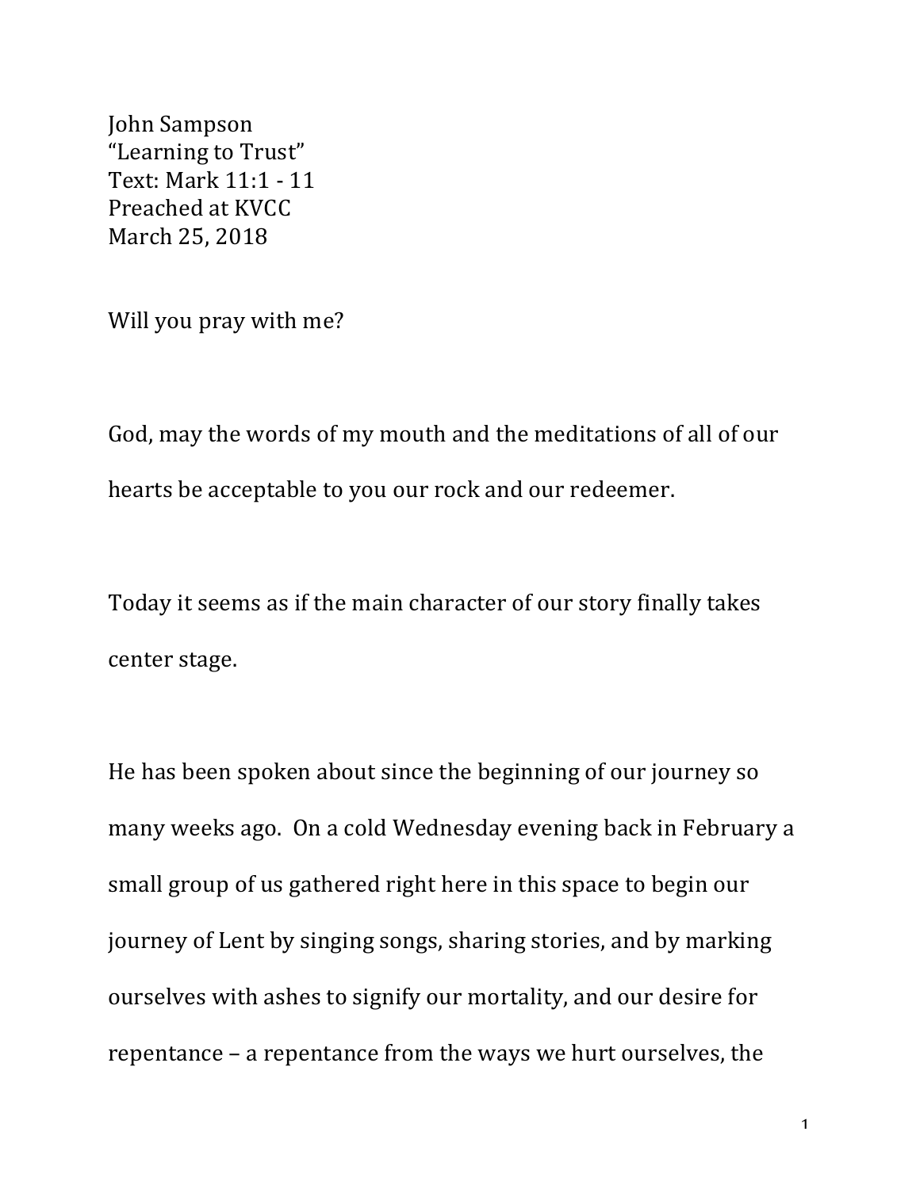John Sampson
"Learning to Trust"
Text: Mark 11:1 - 11
Preached at KVCC
March 25, 2018

Will you pray with me?

God, may the words of my mouth and the meditations of all of our hearts be acceptable to you our rock and our redeemer.

Today it seems as if the main character of our story finally takes center stage.

He has been spoken about since the beginning of our journey so many weeks ago. On a cold Wednesday evening back in February a small group of us gathered right here in this space to begin our journey of Lent by singing songs, sharing stories, and by marking ourselves with ashes to signify our mortality, and our desire for repentance – a repentance from the ways we hurt ourselves, the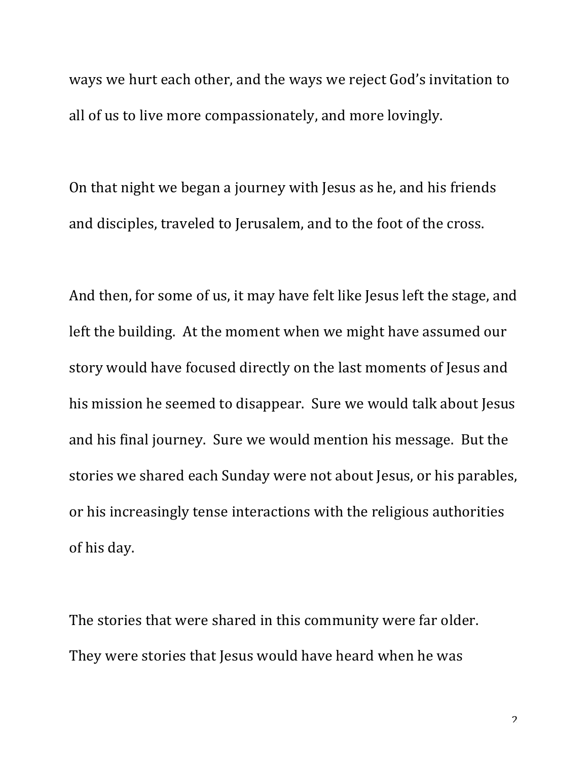ways we hurt each other, and the ways we reject God's invitation to all of us to live more compassionately, and more lovingly.

On that night we began a journey with Jesus as he, and his friends and disciples, traveled to Jerusalem, and to the foot of the cross.

And then, for some of us, it may have felt like Jesus left the stage, and left the building. At the moment when we might have assumed our story would have focused directly on the last moments of Jesus and his mission he seemed to disappear. Sure we would talk about Jesus and his final journey. Sure we would mention his message. But the stories we shared each Sunday were not about Jesus, or his parables, or his increasingly tense interactions with the religious authorities of his day.

The stories that were shared in this community were far older. They were stories that Jesus would have heard when he was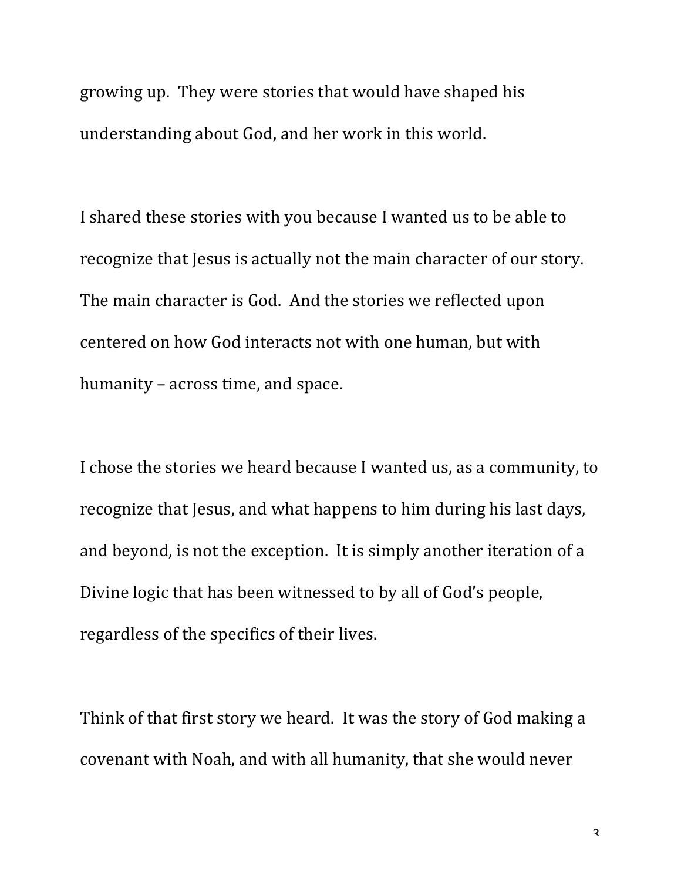growing up. They were stories that would have shaped his understanding about God, and her work in this world.

I shared these stories with you because I wanted us to be able to recognize that Jesus is actually not the main character of our story. The main character is God. And the stories we reflected upon centered on how God interacts not with one human, but with humanity – across time, and space.

I chose the stories we heard because I wanted us, as a community, to recognize that Jesus, and what happens to him during his last days, and beyond, is not the exception. It is simply another iteration of a Divine logic that has been witnessed to by all of God's people, regardless of the specifics of their lives.

Think of that first story we heard. It was the story of God making a covenant with Noah, and with all humanity, that she would never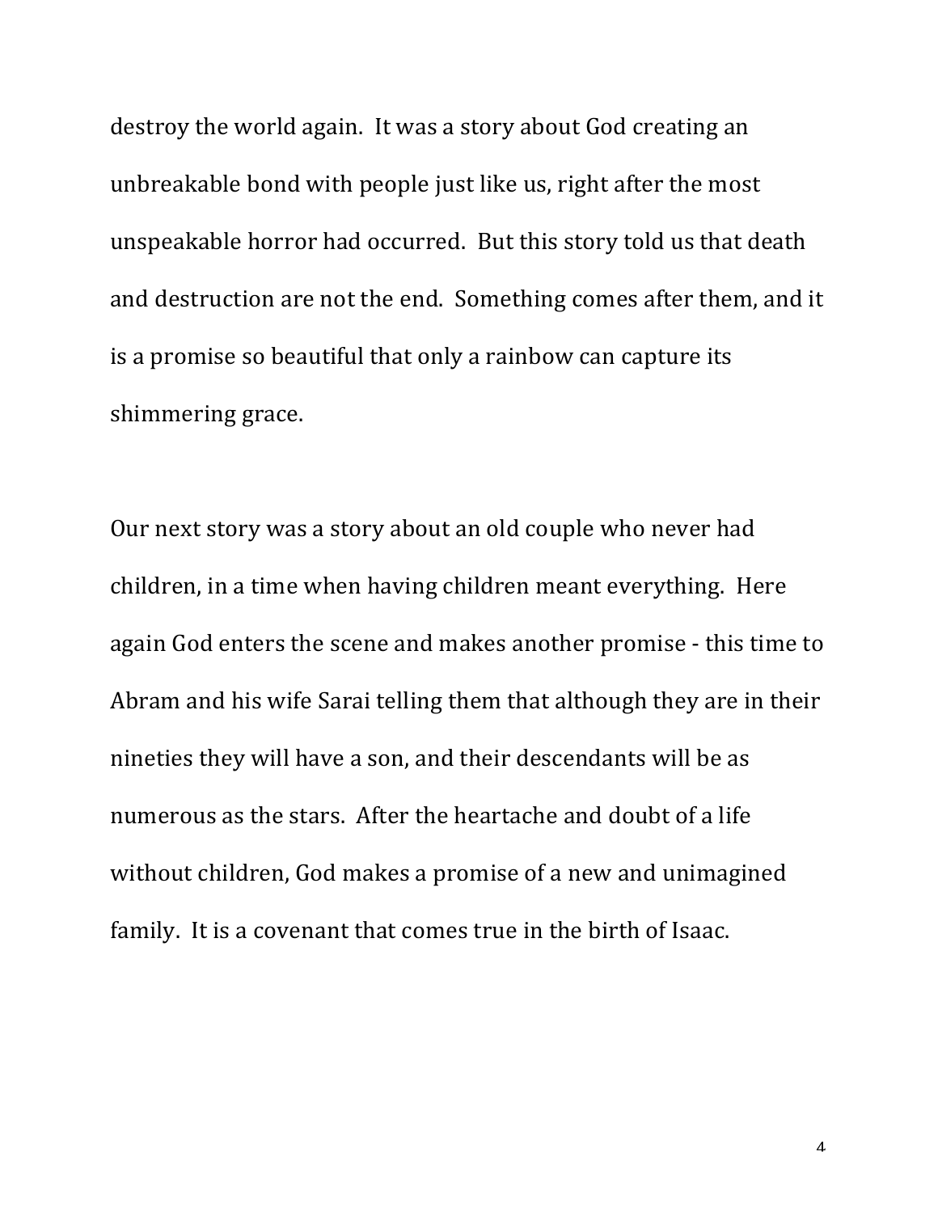destroy the world again. It was a story about God creating an unbreakable bond with people just like us, right after the most unspeakable horror had occurred. But this story told us that death and destruction are not the end. Something comes after them, and it is a promise so beautiful that only a rainbow can capture its shimmering grace.

Our next story was a story about an old couple who never had children, in a time when having children meant everything. Here again God enters the scene and makes another promise - this time to Abram and his wife Sarai telling them that although they are in their nineties they will have a son, and their descendants will be as numerous as the stars. After the heartache and doubt of a life without children, God makes a promise of a new and unimagined family. It is a covenant that comes true in the birth of Isaac.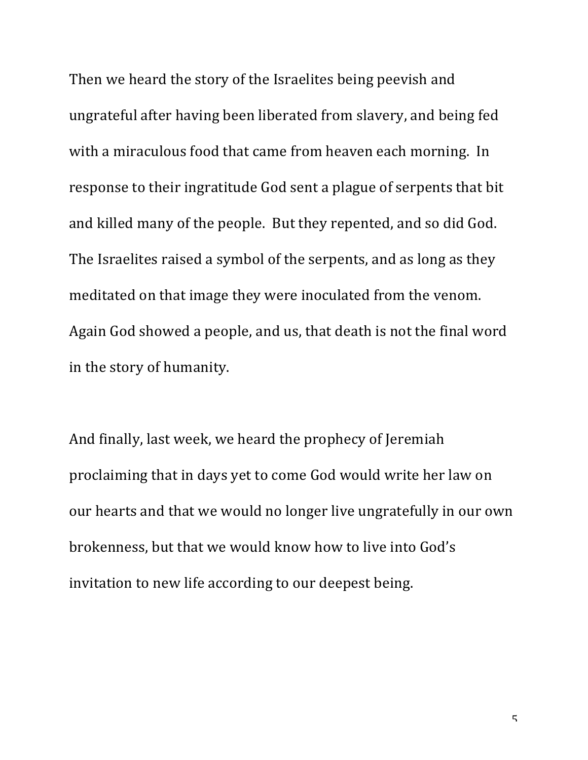Then we heard the story of the Israelites being peevish and ungrateful after having been liberated from slavery, and being fed with a miraculous food that came from heaven each morning. In response to their ingratitude God sent a plague of serpents that bit and killed many of the people. But they repented, and so did God. The Israelites raised a symbol of the serpents, and as long as they meditated on that image they were inoculated from the venom. Again God showed a people, and us, that death is not the final word in the story of humanity.

And finally, last week, we heard the prophecy of Jeremiah proclaiming that in days yet to come God would write her law on our hearts and that we would no longer live ungratefully in our own brokenness, but that we would know how to live into God's invitation to new life according to our deepest being.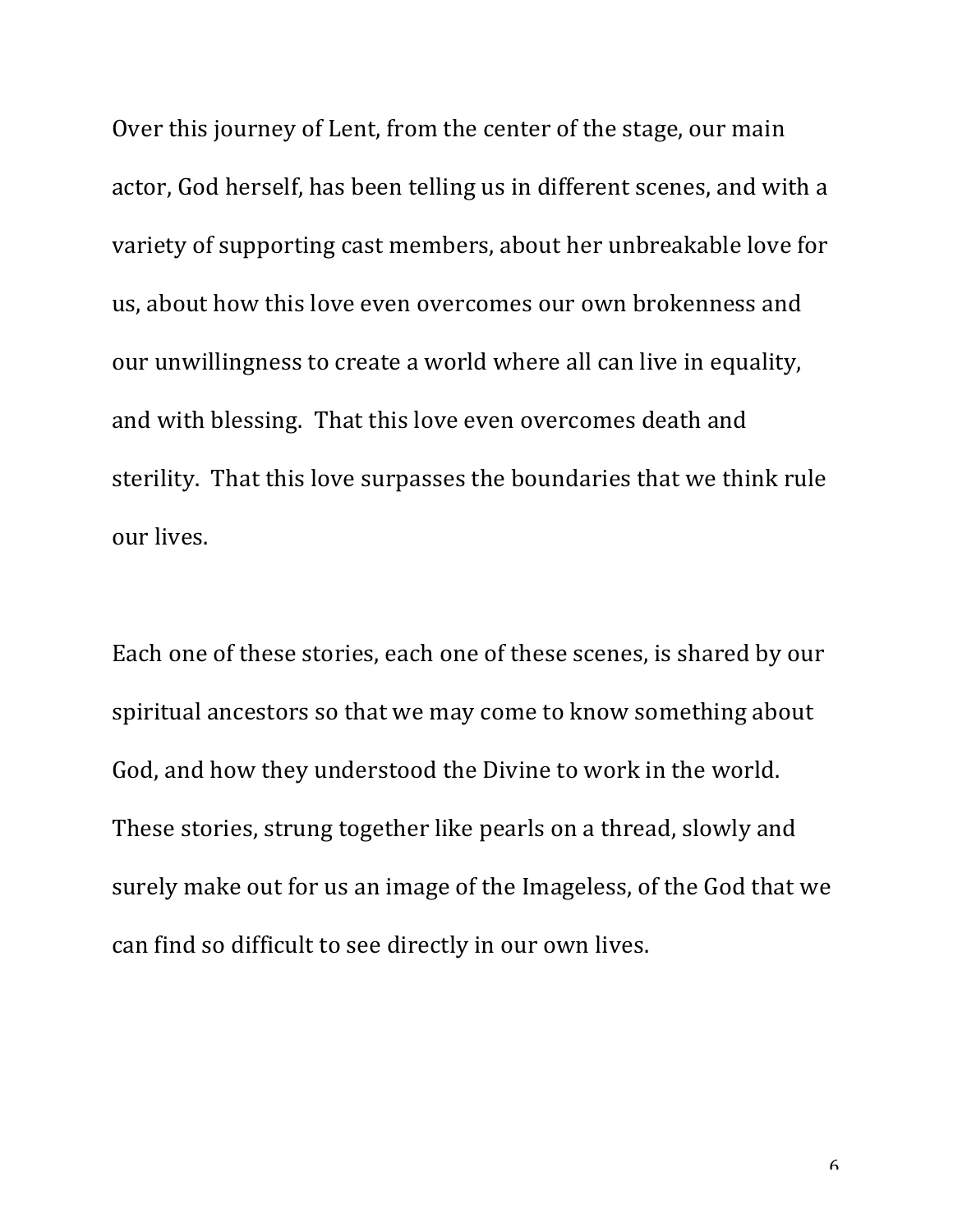Over this journey of Lent, from the center of the stage, our main actor, God herself, has been telling us in different scenes, and with a variety of supporting cast members, about her unbreakable love for us, about how this love even overcomes our own brokenness and our unwillingness to create a world where all can live in equality, and with blessing. That this love even overcomes death and sterility. That this love surpasses the boundaries that we think rule our lives.

Each one of these stories, each one of these scenes, is shared by our spiritual ancestors so that we may come to know something about God, and how they understood the Divine to work in the world. These stories, strung together like pearls on a thread, slowly and surely make out for us an image of the Imageless, of the God that we can find so difficult to see directly in our own lives.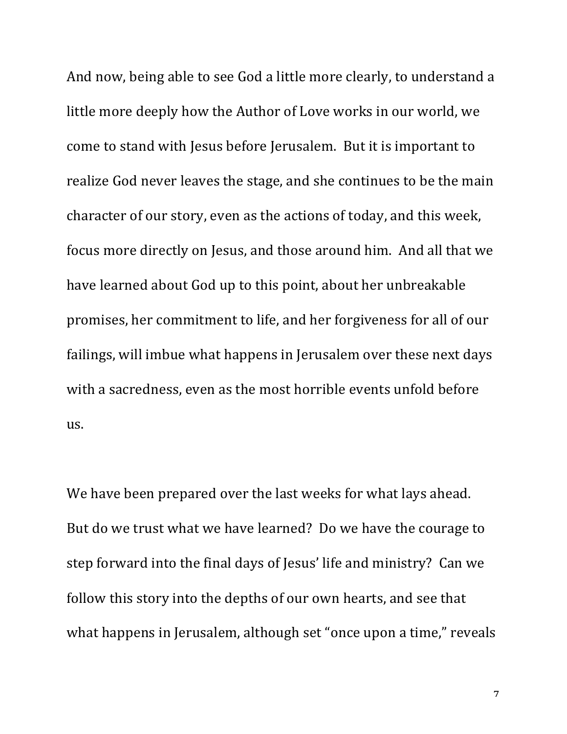And now, being able to see God a little more clearly, to understand a little more deeply how the Author of Love works in our world, we come to stand with Jesus before Jerusalem. But it is important to realize God never leaves the stage, and she continues to be the main character of our story, even as the actions of today, and this week, focus more directly on Jesus, and those around him. And all that we have learned about God up to this point, about her unbreakable promises, her commitment to life, and her forgiveness for all of our failings, will imbue what happens in Jerusalem over these next days with a sacredness, even as the most horrible events unfold before us.

We have been prepared over the last weeks for what lays ahead. But do we trust what we have learned? Do we have the courage to step forward into the final days of Jesus' life and ministry? Can we follow this story into the depths of our own hearts, and see that what happens in Jerusalem, although set "once upon a time," reveals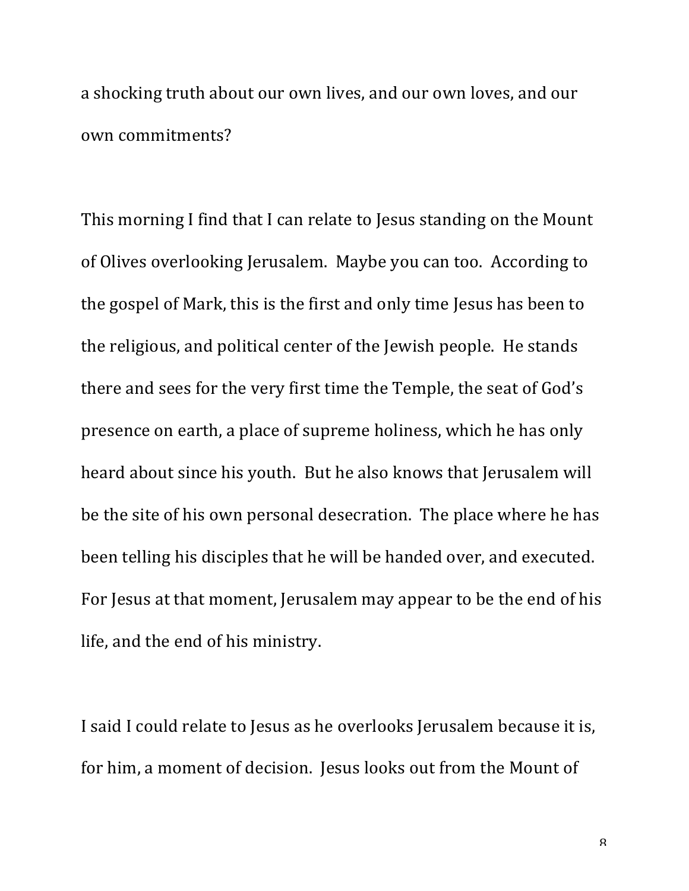a shocking truth about our own lives, and our own loves, and our own commitments?

This morning I find that I can relate to Jesus standing on the Mount of Olives overlooking Jerusalem. Maybe you can too. According to the gospel of Mark, this is the first and only time Jesus has been to the religious, and political center of the Jewish people. He stands there and sees for the very first time the Temple, the seat of God's presence on earth, a place of supreme holiness, which he has only heard about since his youth. But he also knows that Jerusalem will be the site of his own personal desecration. The place where he has been telling his disciples that he will be handed over, and executed. For Jesus at that moment, Jerusalem may appear to be the end of his life, and the end of his ministry.

I said I could relate to Jesus as he overlooks Jerusalem because it is, for him, a moment of decision. Jesus looks out from the Mount of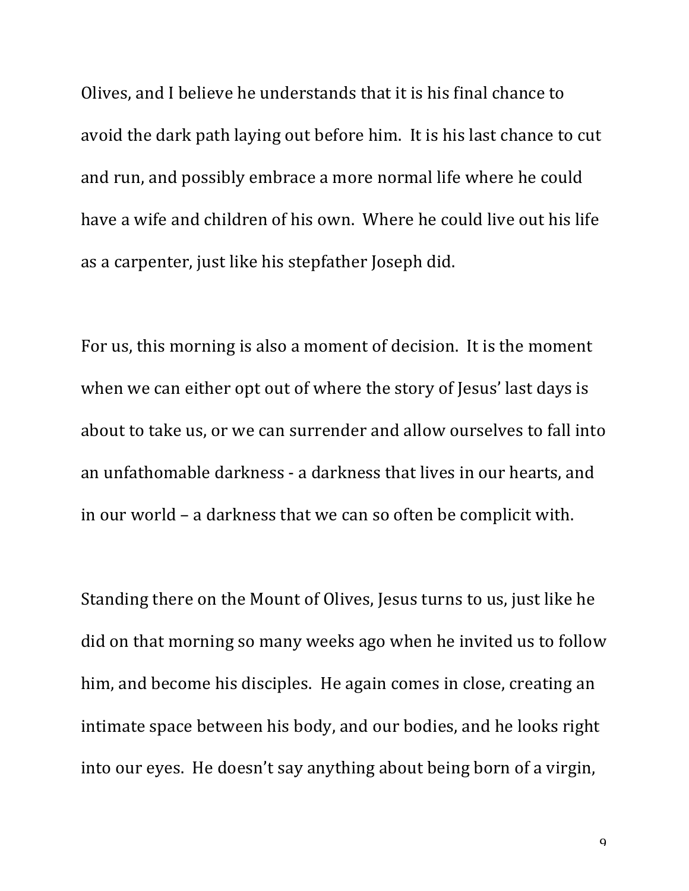Olives, and I believe he understands that it is his final chance to avoid the dark path laying out before him. It is his last chance to cut and run, and possibly embrace a more normal life where he could have a wife and children of his own. Where he could live out his life as a carpenter, just like his stepfather Joseph did.

For us, this morning is also a moment of decision. It is the moment when we can either opt out of where the story of Jesus' last days is about to take us, or we can surrender and allow ourselves to fall into an unfathomable darkness - a darkness that lives in our hearts, and in our world – a darkness that we can so often be complicit with.

Standing there on the Mount of Olives, Jesus turns to us, just like he did on that morning so many weeks ago when he invited us to follow him, and become his disciples. He again comes in close, creating an intimate space between his body, and our bodies, and he looks right into our eyes. He doesn't say anything about being born of a virgin,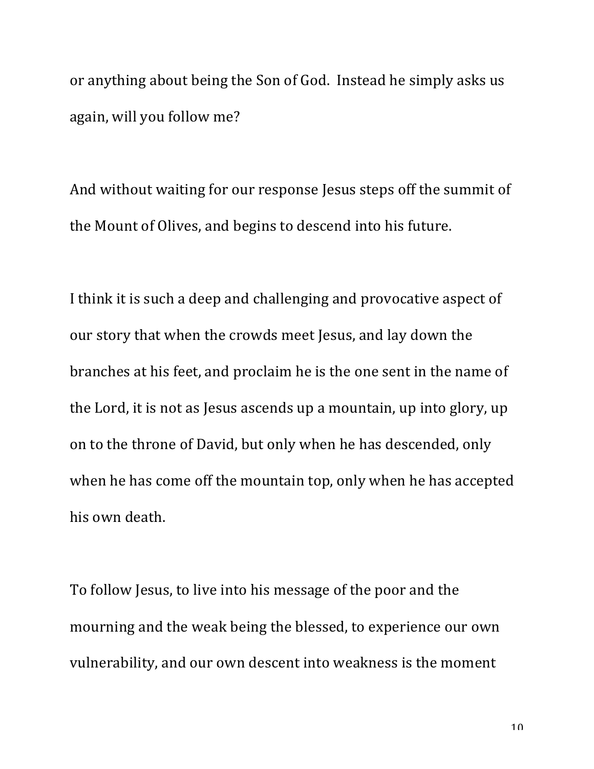or anything about being the Son of God. Instead he simply asks us again, will you follow me?

And without waiting for our response Jesus steps off the summit of the Mount of Olives, and begins to descend into his future.

I think it is such a deep and challenging and provocative aspect of our story that when the crowds meet Jesus, and lay down the branches at his feet, and proclaim he is the one sent in the name of the Lord, it is not as Jesus ascends up a mountain, up into glory, up on to the throne of David, but only when he has descended, only when he has come off the mountain top, only when he has accepted his own death.

To follow Jesus, to live into his message of the poor and the mourning and the weak being the blessed, to experience our own vulnerability, and our own descent into weakness is the moment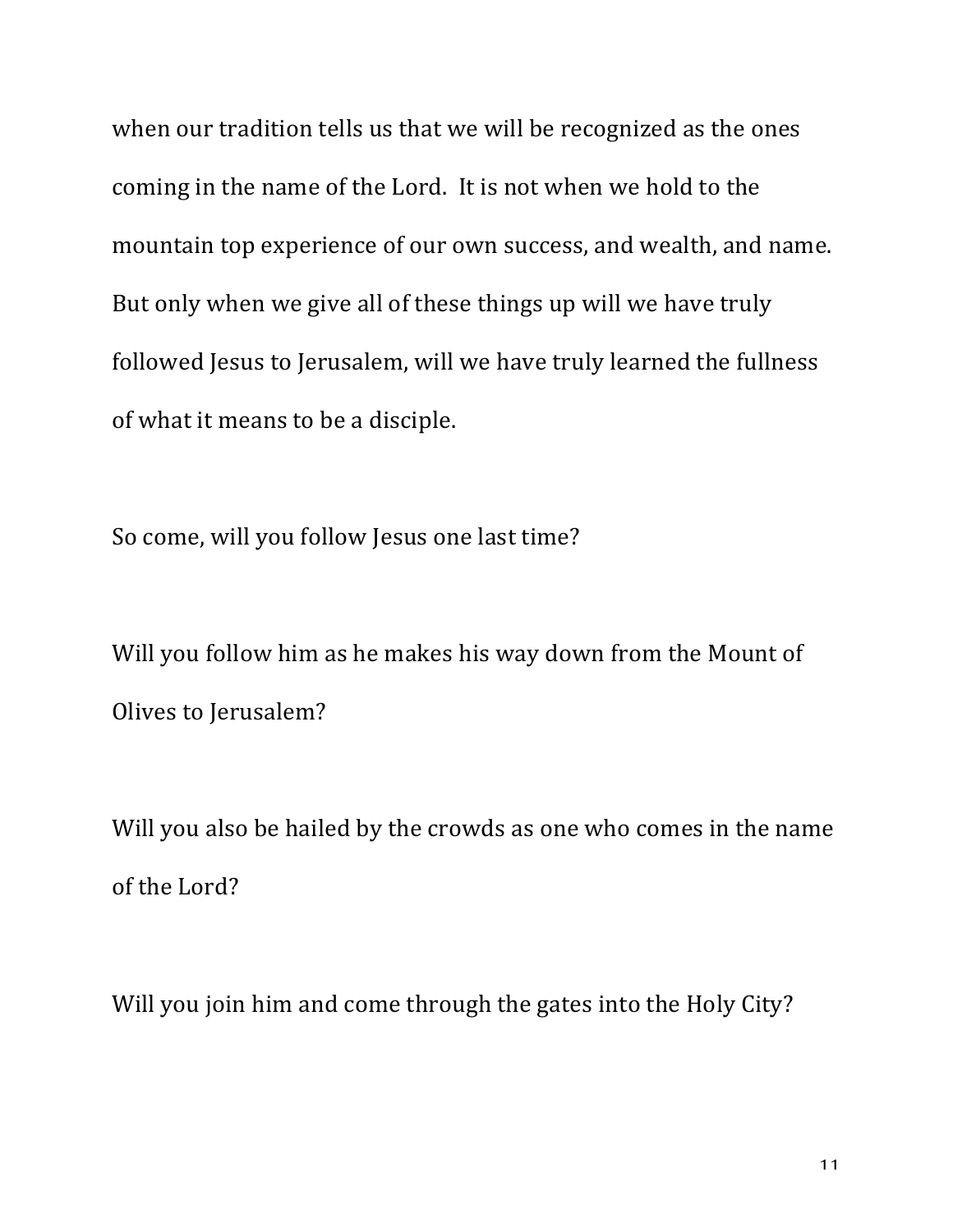when our tradition tells us that we will be recognized as the ones coming in the name of the Lord. It is not when we hold to the mountain top experience of our own success, and wealth, and name. But only when we give all of these things up will we have truly followed Jesus to Jerusalem, will we have truly learned the fullness of what it means to be a disciple.

So come, will you follow Jesus one last time?

Will you follow him as he makes his way down from the Mount of Olives to Jerusalem?

Will you also be hailed by the crowds as one who comes in the name of the Lord?

Will you join him and come through the gates into the Holy City?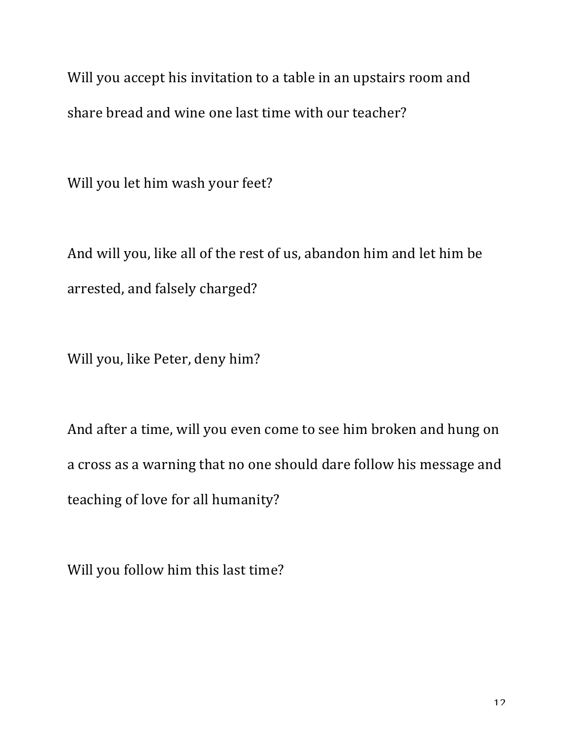Will you accept his invitation to a table in an upstairs room and share bread and wine one last time with our teacher?

Will you let him wash your feet?

And will you, like all of the rest of us, abandon him and let him be arrested, and falsely charged?

Will you, like Peter, deny him?

And after a time, will you even come to see him broken and hung on a cross as a warning that no one should dare follow his message and teaching of love for all humanity?

Will you follow him this last time?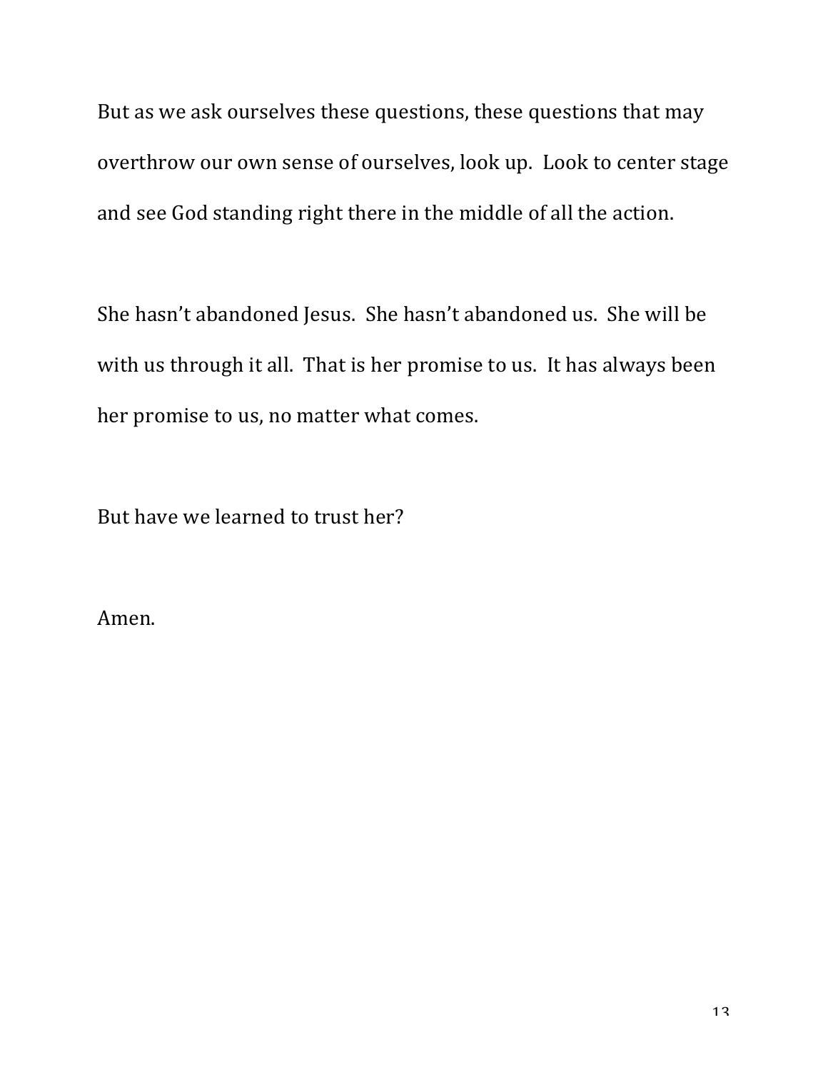But as we ask ourselves these questions, these questions that may overthrow our own sense of ourselves, look up. Look to center stage and see God standing right there in the middle of all the action.

She hasn't abandoned Jesus. She hasn't abandoned us. She will be with us through it all. That is her promise to us. It has always been her promise to us, no matter what comes.

But have we learned to trust her?

Amen.